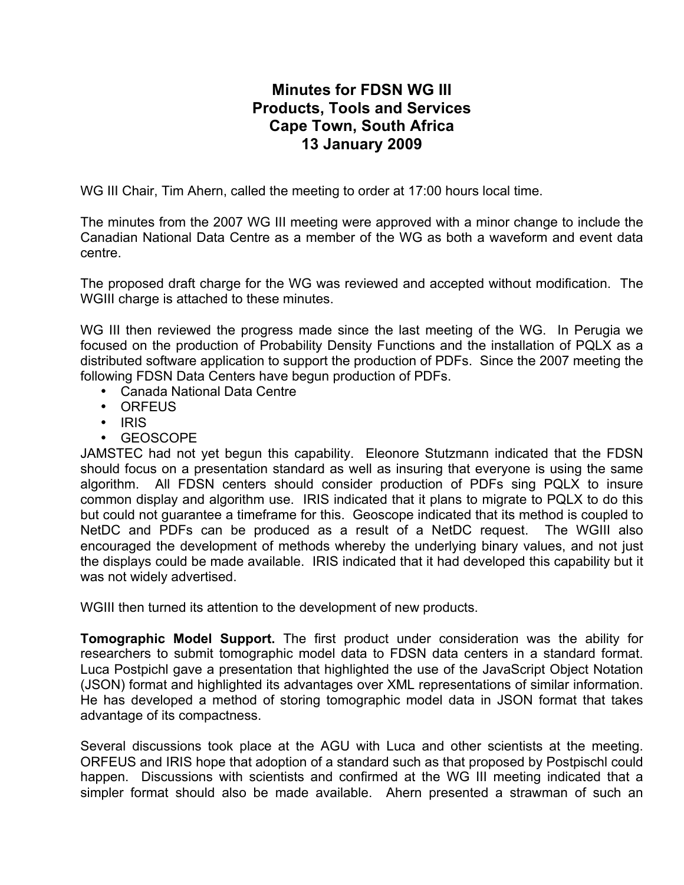# Minutes for FDSN WG III
## Products, Tools and Services
## Cape Town, South Africa
## 13 January 2009

WG III Chair, Tim Ahern, called the meeting to order at 17:00 hours local time.

The minutes from the 2007 WG III meeting were approved with a minor change to include the Canadian National Data Centre as a member of the WG as both a waveform and event data centre.

The proposed draft charge for the WG was reviewed and accepted without modification. The WGIII charge is attached to these minutes.

WG III then reviewed the progress made since the last meeting of the WG. In Perugia we focused on the production of Probability Density Functions and the installation of PQLX as a distributed software application to support the production of PDFs. Since the 2007 meeting the following FDSN Data Centers have begun production of PDFs.

- Canada National Data Centre
- ORFEUS
- IRIS
- GEOSCOPE

JAMSTEC had not yet begun this capability. Eleonore Stutzmann indicated that the FDSN should focus on a presentation standard as well as insuring that everyone is using the same algorithm. All FDSN centers should consider production of PDFs sing PQLX to insure common display and algorithm use. IRIS indicated that it plans to migrate to PQLX to do this but could not guarantee a timeframe for this. Geoscope indicated that its method is coupled to NetDC and PDFs can be produced as a result of a NetDC request. The WGIII also encouraged the development of methods whereby the underlying binary values, and not just the displays could be made available. IRIS indicated that it had developed this capability but it was not widely advertised.

WGIII then turned its attention to the development of new products.

**Tomographic Model Support.** The first product under consideration was the ability for researchers to submit tomographic model data to FDSN data centers in a standard format. Luca Postpichl gave a presentation that highlighted the use of the JavaScript Object Notation (JSON) format and highlighted its advantages over XML representations of similar information. He has developed a method of storing tomographic model data in JSON format that takes advantage of its compactness.

Several discussions took place at the AGU with Luca and other scientists at the meeting. ORFEUS and IRIS hope that adoption of a standard such as that proposed by Postpischl could happen. Discussions with scientists and confirmed at the WG III meeting indicated that a simpler format should also be made available. Ahern presented a strawman of such an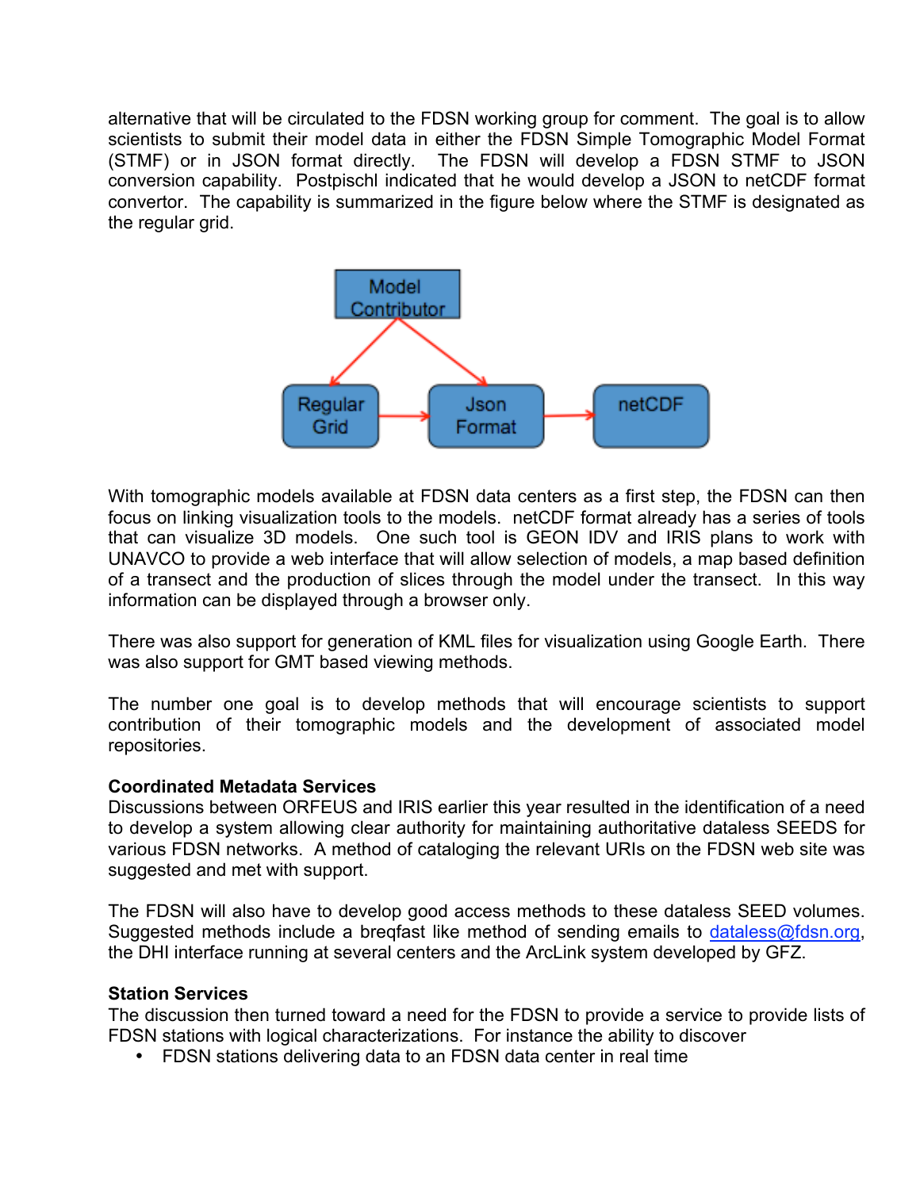alternative that will be circulated to the FDSN working group for comment. The goal is to allow scientists to submit their model data in either the FDSN Simple Tomographic Model Format (STMF) or in JSON format directly. The FDSN will develop a FDSN STMF to JSON conversion capability. Postpischl indicated that he would develop a JSON to netCDF format convertor. The capability is summarized in the figure below where the STMF is designated as the regular grid.

With tomographic models available at FDSN data centers as a first step, the FDSN can then focus on linking visualization tools to the models. netCDF format already has a series of tools that can visualize 3D models. One such tool is GEON IDV and IRIS plans to work with UNAVCO to provide a web interface that will allow selection of models, a map based definition of a transect and the production of slices through the model under the transect. In this way information can be displayed through a browser only.

There was also support for generation of KML files for visualization using Google Earth. There was also support for GMT based viewing methods.

The number one goal is to develop methods that will encourage scientists to support contribution of their tomographic models and the development of associated model repositories.

**Coordinated Metadata Services**

Discussions between ORFEUS and IRIS earlier this year resulted in the identification of a need to develop a system allowing clear authority for maintaining authoritative dataless SEEDS for various FDSN networks. A method of cataloging the relevant URIs on the FDSN web site was suggested and met with support.

The FDSN will also have to develop good access methods to these dataless SEED volumes. Suggested methods include a breqfast like method of sending emails to dataless@fdsn.org, the DHI interface running at several centers and the ArcLink system developed by GFZ.

**Station Services**

The discussion then turned toward a need for the FDSN to provide a service to provide lists of FDSN stations with logical characterizations. For instance the ability to discover

- FDSN stations delivering data to an FDSN data center in real time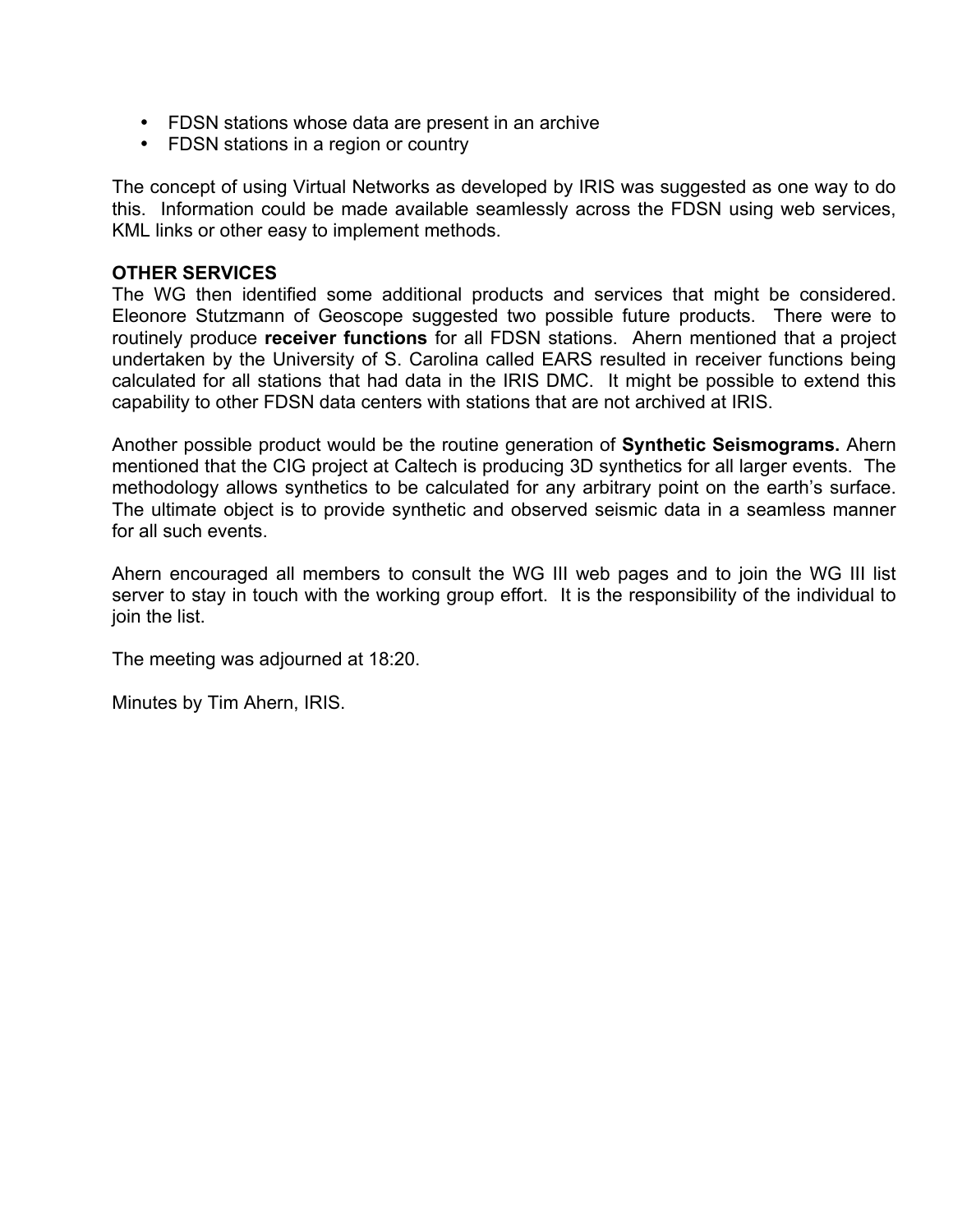- FDSN stations whose data are present in an archive
- FDSN stations in a region or country

The concept of using Virtual Networks as developed by IRIS was suggested as one way to do this. Information could be made available seamlessly across the FDSN using web services, KML links or other easy to implement methods.

**OTHER SERVICES**

The WG then identified some additional products and services that might be considered. Eleonore Stutzmann of Geoscope suggested two possible future products. There were to routinely produce **receiver functions** for all FDSN stations. Ahern mentioned that a project undertaken by the University of S. Carolina called EARS resulted in receiver functions being calculated for all stations that had data in the IRIS DMC. It might be possible to extend this capability to other FDSN data centers with stations that are not archived at IRIS.

Another possible product would be the routine generation of **Synthetic Seismograms.** Ahern mentioned that the CIG project at Caltech is producing 3D synthetics for all larger events. The methodology allows synthetics to be calculated for any arbitrary point on the earth's surface. The ultimate object is to provide synthetic and observed seismic data in a seamless manner for all such events.

Ahern encouraged all members to consult the WG III web pages and to join the WG III list server to stay in touch with the working group effort. It is the responsibility of the individual to join the list.

The meeting was adjourned at 18:20.

Minutes by Tim Ahern, IRIS.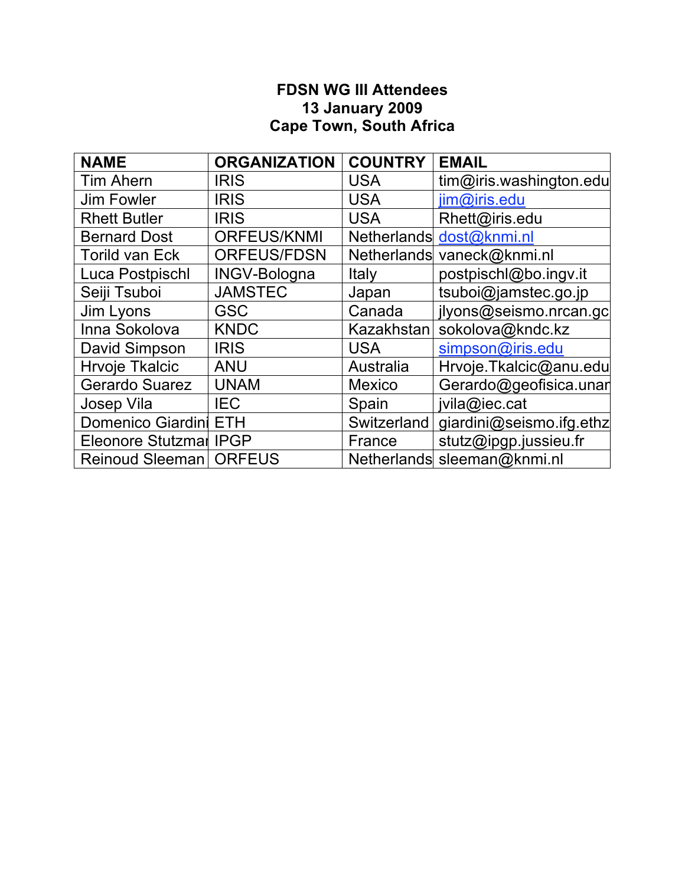**FDSN WG III Attendees**
**13 January 2009**
**Cape Town, South Africa**

| NAME | ORGANIZATION | COUNTRY | EMAIL |
|---|---|---|---|
| Tim Ahern | IRIS | USA | tim@iris.washington.edu |
| Jim Fowler | IRIS | USA | jim@iris.edu |
| Rhett Butler | IRIS | USA | Rhett@iris.edu |
| Bernard Dost | ORFEUS/KNMI | Netherlands | dost@knmi.nl |
| Torild van Eck | ORFEUS/FDSN | Netherlands | vaneck@knmi.nl |
| Luca Postpischl | INGV-Bologna | Italy | postpischl@bo.ingv.it |
| Seiji Tsuboi | JAMSTEC | Japan | tsuboi@jamstec.go.jp |
| Jim Lyons | GSC | Canada | jlyons@seismo.nrcan.gc |
| Inna Sokolova | KNDC | Kazakhstan | sokolova@kndc.kz |
| David Simpson | IRIS | USA | simpson@iris.edu |
| Hrvoje Tkalcic | ANU | Australia | Hrvoje.Tkalcic@anu.edu |
| Gerardo Suarez | UNAM | Mexico | Gerardo@geofisica.unar |
| Josep Vila | IEC | Spain | jvila@iec.cat |
| Domenico Giardini | ETH | Switzerland | giardini@seismo.ifg.ethz |
| Eleonore Stutzmar | IPGP | France | stutz@ipgp.jussieu.fr |
| Reinoud Sleeman | ORFEUS | Netherlands | sleeman@knmi.nl |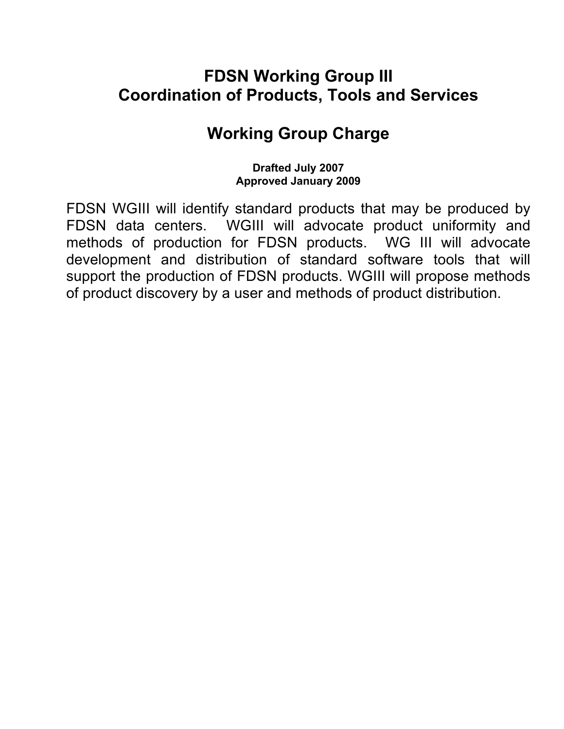# FDSN Working Group III
# Coordination of Products, Tools and Services

# Working Group Charge

**Drafted July 2007**
**Approved January 2009**

FDSN WGIII will identify standard products that may be produced by FDSN data centers. WGIII will advocate product uniformity and methods of production for FDSN products. WG III will advocate development and distribution of standard software tools that will support the production of FDSN products. WGIII will propose methods of product discovery by a user and methods of product distribution.